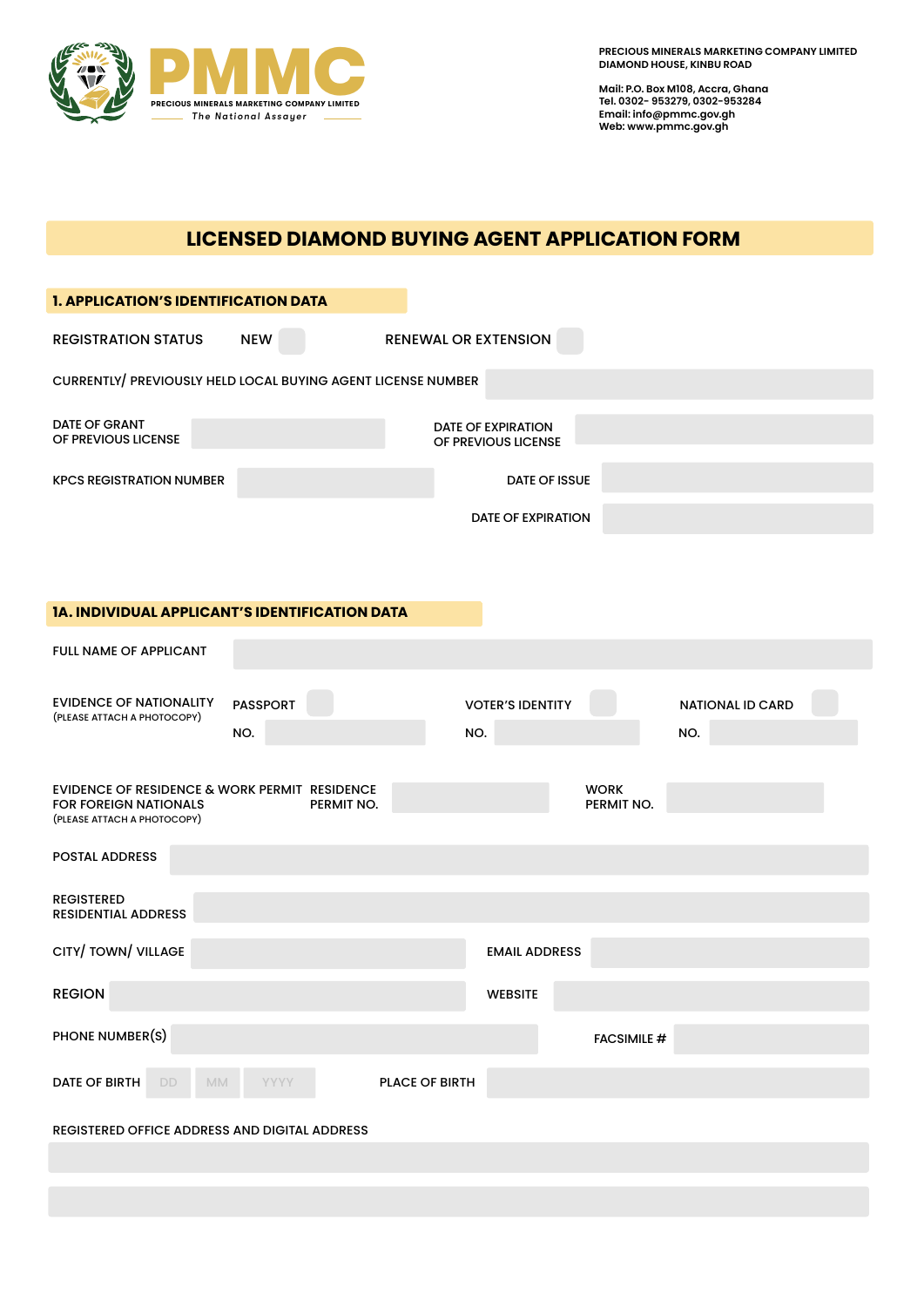**PMMC**
PRECIOUS MINERALS MARKETING COMPANY LIMITED
*The National Assayer*

PRECIOUS MINERALS MARKETING COMPANY LIMITED
DIAMOND HOUSE, KINBU ROAD

Mail: P.O. Box M108, Accra, Ghana
Tel. 0302- 953279, 0302-953284
Email: info@pmmc.gov.gh
Web: www.pmmc.gov.gh

# LICENSED DIAMOND BUYING AGENT APPLICATION FORM

## 1. APPLICATION'S IDENTIFICATION DATA

REGISTRATION STATUS NEW ☐ RENEWAL OR EXTENSION ☐

CURRENTLY/ PREVIOUSLY HELD LOCAL BUYING AGENT LICENSE NUMBER

DATE OF GRANT OF PREVIOUS LICENSE

DATE OF EXPIRATION OF PREVIOUS LICENSE

KPCS REGISTRATION NUMBER

DATE OF ISSUE

DATE OF EXPIRATION

## 1A. INDIVIDUAL APPLICANT'S IDENTIFICATION DATA

FULL NAME OF APPLICANT

EVIDENCE OF NATIONALITY (PLEASE ATTACH A PHOTOCOPY)
PASSPORT ☐ NO.
VOTER'S IDENTITY ☐ NO.
NATIONAL ID CARD ☐ NO.

EVIDENCE OF RESIDENCE & WORK PERMIT FOR FOREIGN NATIONALS (PLEASE ATTACH A PHOTOCOPY)
RESIDENCE PERMIT NO.
WORK PERMIT NO.

POSTAL ADDRESS

REGISTERED RESIDENTIAL ADDRESS

CITY/ TOWN/ VILLAGE

EMAIL ADDRESS

REGION

WEBSITE

PHONE NUMBER(S)

FACSIMILE #

DATE OF BIRTH DD MM YYYY

PLACE OF BIRTH

REGISTERED OFFICE ADDRESS AND DIGITAL ADDRESS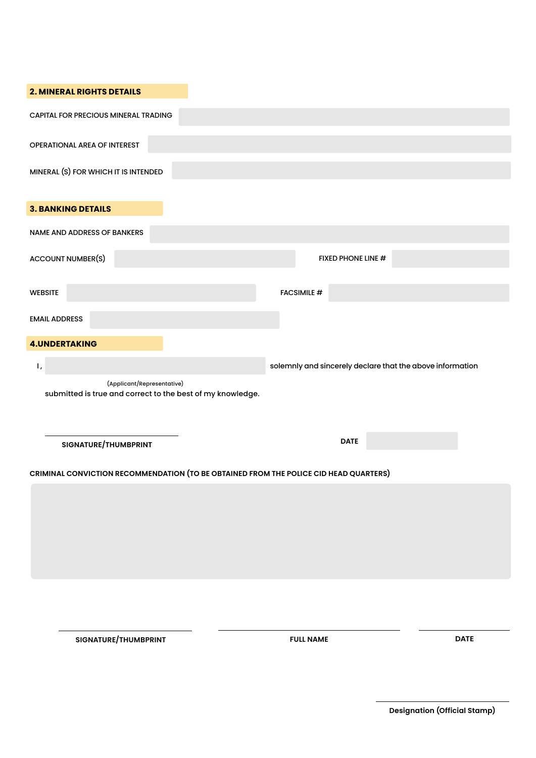## 2. MINERAL RIGHTS DETAILS

CAPITAL FOR PRECIOUS MINERAL TRADING

OPERATIONAL AREA OF INTEREST

MINERAL (S) FOR WHICH IT IS INTENDED

## 3. BANKING DETAILS

NAME AND ADDRESS OF BANKERS

ACCOUNT NUMBER(S)

FIXED PHONE LINE #

WEBSITE

FACSIMILE #

EMAIL ADDRESS

## 4.UNDERTAKING

I, ______________________ solemnly and sincerely declare that the above information
(Applicant/Representative)
submitted is true and correct to the best of my knowledge.

SIGNATURE/THUMBPRINT

DATE

CRIMINAL CONVICTION RECOMMENDATION (TO BE OBTAINED FROM THE POLICE CID HEAD QUARTERS)

SIGNATURE/THUMBPRINT

FULL NAME

DATE

Designation (Official Stamp)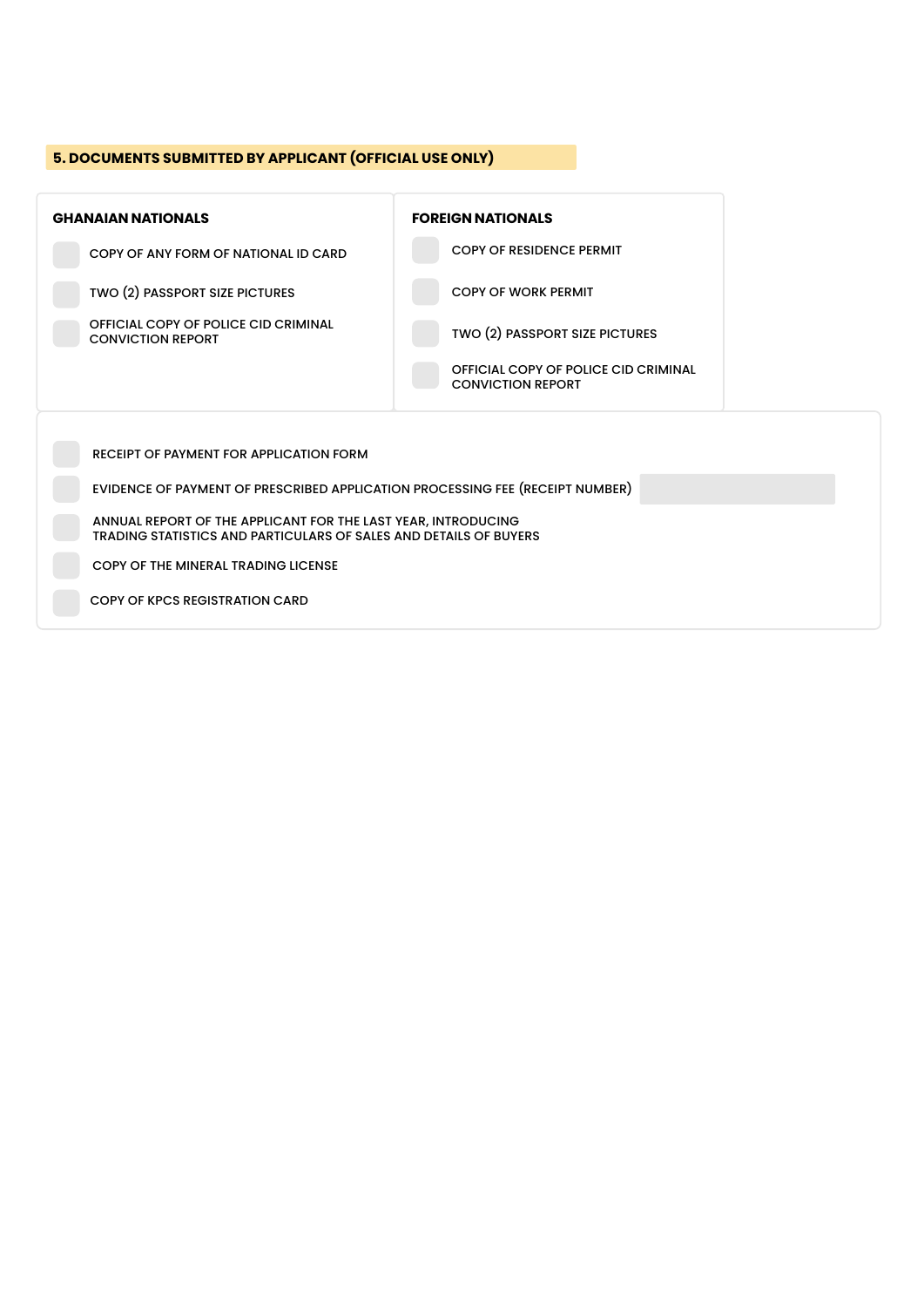## 5. DOCUMENTS SUBMITTED BY APPLICANT (OFFICIAL USE ONLY)

**GHANAIAN NATIONALS**

- [ ] COPY OF ANY FORM OF NATIONAL ID CARD
- [ ] TWO (2) PASSPORT SIZE PICTURES
- [ ] OFFICIAL COPY OF POLICE CID CRIMINAL CONVICTION REPORT

**FOREIGN NATIONALS**

- [ ] COPY OF RESIDENCE PERMIT
- [ ] COPY OF WORK PERMIT
- [ ] TWO (2) PASSPORT SIZE PICTURES
- [ ] OFFICIAL COPY OF POLICE CID CRIMINAL CONVICTION REPORT

- [ ] RECEIPT OF PAYMENT FOR APPLICATION FORM
- [ ] EVIDENCE OF PAYMENT OF PRESCRIBED APPLICATION PROCESSING FEE (RECEIPT NUMBER) ______
- [ ] ANNUAL REPORT OF THE APPLICANT FOR THE LAST YEAR, INTRODUCING TRADING STATISTICS AND PARTICULARS OF SALES AND DETAILS OF BUYERS
- [ ] COPY OF THE MINERAL TRADING LICENSE
- [ ] COPY OF KPCS REGISTRATION CARD